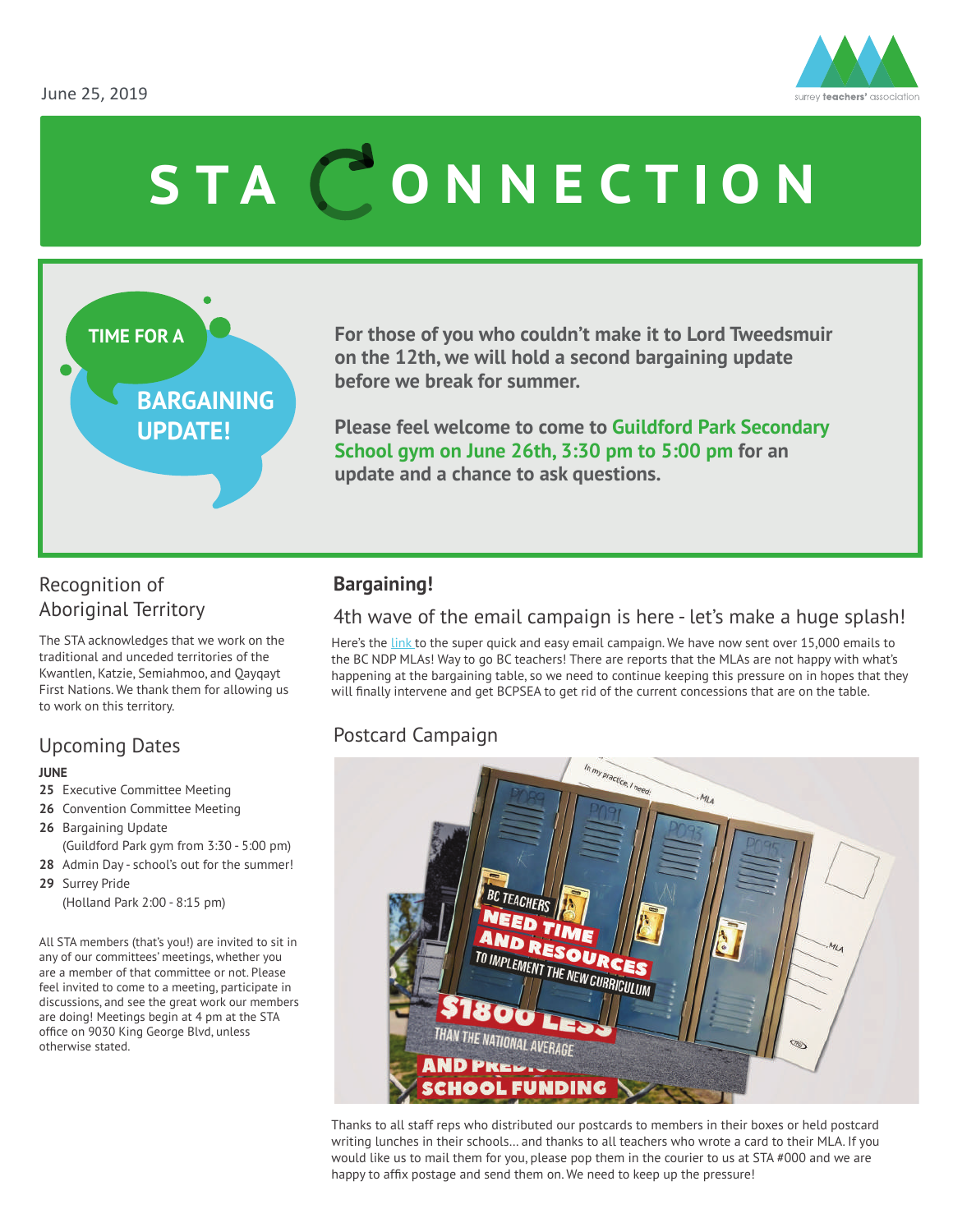June 25, 2019

# STA CONNECTION

**TIME FOR A BARGAINING UPDATE!**

**For those of you who couldn't make it to Lord Tweedsmuir on the 12th, we will hold a second bargaining update before we break for summer.**

**Please feel welcome to come to Guildford Park Secondary School gym on June 26th, 3:30 pm to 5:00 pm for an update and a chance to ask questions.**

## Recognition of Aboriginal Territory

The STA acknowledges that we work on the traditional and unceded territories of the Kwantlen, Katzie, Semiahmoo, and Qayqayt First Nations. We thank them for allowing us to work on this territory.

## Upcoming Dates

**JUNE**

- **25** Executive Committee Meeting
- **26** Convention Committee Meeting
- **26** Bargaining Update (Guildford Park gym from 3:30 - 5:00 pm)
- **28** Admin Day - school's out for the summer!
- **29** Surrey Pride (Holland Park 2:00 - 8:15 pm)

All STA members (that's you!) are invited to sit in any of our committees' meetings, whether you are a member of that committee or not. Please feel invited to come to a meeting, participate in discussions, and see the great work our members are doing! Meetings begin at 4 pm at the STA office on 9030 King George Blvd, unless otherwise stated.

## Bargaining!

### 4th wave of the email campaign is here - let's make a huge splash!

Here's the link to the super quick and easy email campaign. We have now sent over 15,000 emails to the BC NDP MLAs! Way to go BC teachers! There are reports that the MLAs are not happy with what's happening at the bargaining table, so we need to continue keeping this pressure on in hopes that they will finally intervene and get BCPSEA to get rid of the current concessions that are on the table.

### Postcard Campaign

Thanks to all staff reps who distributed our postcards to members in their boxes or held postcard writing lunches in their schools... and thanks to all teachers who wrote a card to their MLA. If you would like us to mail them for you, please pop them in the courier to us at STA #000 and we are happy to affix postage and send them on. We need to keep up the pressure!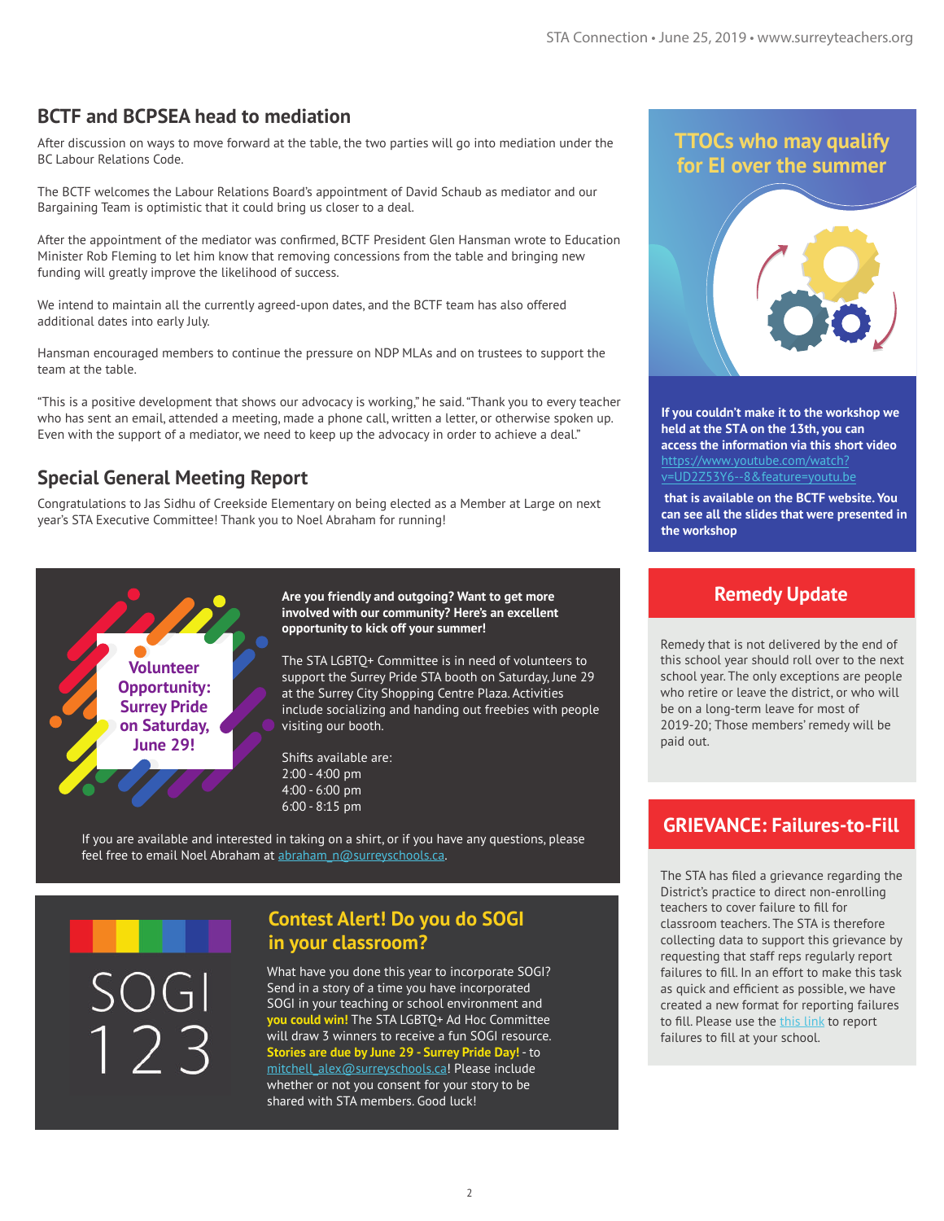## BCTF and BCPSEA head to mediation

After discussion on ways to move forward at the table, the two parties will go into mediation under the BC Labour Relations Code.

The BCTF welcomes the Labour Relations Board's appointment of David Schaub as mediator and our Bargaining Team is optimistic that it could bring us closer to a deal.

After the appointment of the mediator was confirmed, BCTF President Glen Hansman wrote to Education Minister Rob Fleming to let him know that removing concessions from the table and bringing new funding will greatly improve the likelihood of success.

We intend to maintain all the currently agreed-upon dates, and the BCTF team has also offered additional dates into early July.

Hansman encouraged members to continue the pressure on NDP MLAs and on trustees to support the team at the table.

"This is a positive development that shows our advocacy is working," he said. "Thank you to every teacher who has sent an email, attended a meeting, made a phone call, written a letter, or otherwise spoken up. Even with the support of a mediator, we need to keep up the advocacy in order to achieve a deal."

## Special General Meeting Report

Congratulations to Jas Sidhu of Creekside Elementary on being elected as a Member at Large on next year's STA Executive Committee! Thank you to Noel Abraham for running!

## Volunteer Opportunity: Surrey Pride on Saturday, June 29!

**Are you friendly and outgoing? Want to get more involved with our community? Here's an excellent opportunity to kick off your summer!**

The STA LGBTQ+ Committee is in need of volunteers to support the Surrey Pride STA booth on Saturday, June 29 at the Surrey City Shopping Centre Plaza. Activities include socializing and handing out freebies with people visiting our booth.

Shifts available are:
2:00 - 4:00 pm
4:00 - 6:00 pm
6:00 - 8:15 pm

If you are available and interested in taking on a shift, or if you have any questions, please feel free to email Noel Abraham at abraham_n@surreyschools.ca.

## Contest Alert! Do you do SOGI in your classroom?

SOGI 123

What have you done this year to incorporate SOGI? Send in a story of a time you have incorporated SOGI in your teaching or school environment and **you could win!** The STA LGBTQ+ Ad Hoc Committee will draw 3 winners to receive a fun SOGI resource. **Stories are due by June 29 - Surrey Pride Day!** - to mitchell_alex@surreyschools.ca! Please include whether or not you consent for your story to be shared with STA members. Good luck!

## TTOCs who may qualify for EI over the summer

**If you couldn't make it to the workshop we held at the STA on the 13th, you can access the information via this short video** https://www.youtube.com/watch?v=UD2Z53Y6--8&feature=youtu.be **that is available on the BCTF website. You can see all the slides that were presented in the workshop**

## Remedy Update

Remedy that is not delivered by the end of this school year should roll over to the next school year. The only exceptions are people who retire or leave the district, or who will be on a long-term leave for most of 2019-20; Those members' remedy will be paid out.

## GRIEVANCE: Failures-to-Fill

The STA has filed a grievance regarding the District's practice to direct non-enrolling teachers to cover failure to fill for classroom teachers. The STA is therefore collecting data to support this grievance by requesting that staff reps regularly report failures to fill. In an effort to make this task as quick and efficient as possible, we have created a new format for reporting failures to fill. Please use the this link to report failures to fill at your school.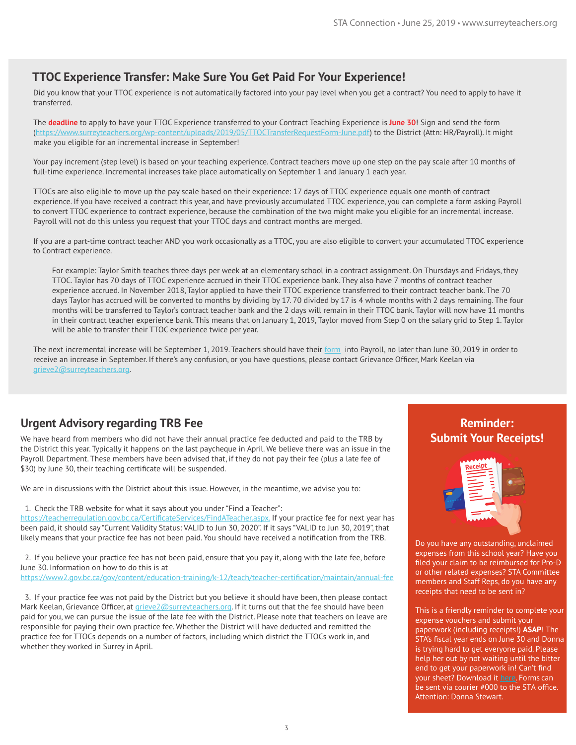## TTOC Experience Transfer: Make Sure You Get Paid For Your Experience!

Did you know that your TTOC experience is not automatically factored into your pay level when you get a contract? You need to apply to have it transferred.

The **deadline** to apply to have your TTOC Experience transferred to your Contract Teaching Experience is **June 30**! Sign and send the form (https://www.surreyteachers.org/wp-content/uploads/2019/05/TTOCTransferRequestForm-June.pdf) to the District (Attn: HR/Payroll). It might make you eligible for an incremental increase in September!

Your pay increment (step level) is based on your teaching experience. Contract teachers move up one step on the pay scale after 10 months of full-time experience. Incremental increases take place automatically on September 1 and January 1 each year.

TTOCs are also eligible to move up the pay scale based on their experience: 17 days of TTOC experience equals one month of contract experience. If you have received a contract this year, and have previously accumulated TTOC experience, you can complete a form asking Payroll to convert TTOC experience to contract experience, because the combination of the two might make you eligible for an incremental increase. Payroll will not do this unless you request that your TTOC days and contract months are merged.

If you are a part-time contract teacher AND you work occasionally as a TTOC, you are also eligible to convert your accumulated TTOC experience to Contract experience.

> For example: Taylor Smith teaches three days per week at an elementary school in a contract assignment. On Thursdays and Fridays, they TTOC. Taylor has 70 days of TTOC experience accrued in their TTOC experience bank. They also have 7 months of contract teacher experience accrued. In November 2018, Taylor applied to have their TTOC experience transferred to their contract teacher bank. The 70 days Taylor has accrued will be converted to months by dividing by 17. 70 divided by 17 is 4 whole months with 2 days remaining. The four months will be transferred to Taylor's contract teacher bank and the 2 days will remain in their TTOC bank. Taylor will now have 11 months in their contract teacher experience bank. This means that on January 1, 2019, Taylor moved from Step 0 on the salary grid to Step 1. Taylor will be able to transfer their TTOC experience twice per year.

The next incremental increase will be September 1, 2019. Teachers should have their form into Payroll, no later than June 30, 2019 in order to receive an increase in September. If there's any confusion, or you have questions, please contact Grievance Officer, Mark Keelan via grieve2@surreyteachers.org.

## Urgent Advisory regarding TRB Fee

We have heard from members who did not have their annual practice fee deducted and paid to the TRB by the District this year. Typically it happens on the last paycheque in April. We believe there was an issue in the Payroll Department. These members have been advised that, if they do not pay their fee (plus a late fee of $30) by June 30, their teaching certificate will be suspended.

We are in discussions with the District about this issue. However, in the meantime, we advise you to:

1. Check the TRB website for what it says about you under "Find a Teacher": https://teacherregulation.gov.bc.ca/CertificateServices/FindATeacher.aspx. If your practice fee for next year has been paid, it should say "Current Validity Status: VALID to Jun 30, 2020". If it says "VALID to Jun 30, 2019", that likely means that your practice fee has not been paid. You should have received a notification from the TRB.

2. If you believe your practice fee has not been paid, ensure that you pay it, along with the late fee, before June 30. Information on how to do this is at https://www2.gov.bc.ca/gov/content/education-training/k-12/teach/teacher-certification/maintain/annual-fee

3. If your practice fee was not paid by the District but you believe it should have been, then please contact Mark Keelan, Grievance Officer, at grieve2@surreyteachers.org. If it turns out that the fee should have been paid for you, we can pursue the issue of the late fee with the District. Please note that teachers on leave are responsible for paying their own practice fee. Whether the District will have deducted and remitted the practice fee for TTOCs depends on a number of factors, including which district the TTOCs work in, and whether they worked in Surrey in April.

## Reminder: Submit Your Receipts!

Do you have any outstanding, unclaimed expenses from this school year? Have you filed your claim to be reimbursed for Pro-D or other related expenses? STA Committee members and Staff Reps, do you have any receipts that need to be sent in?

This is a friendly reminder to complete your expense vouchers and submit your paperwork (including receipts!) **ASAP**! The STA's fiscal year ends on June 30 and Donna is trying hard to get everyone paid. Please help her out by not waiting until the bitter end to get your paperwork in! Can't find your sheet? Download it here. Forms can be sent via courier #000 to the STA office. Attention: Donna Stewart.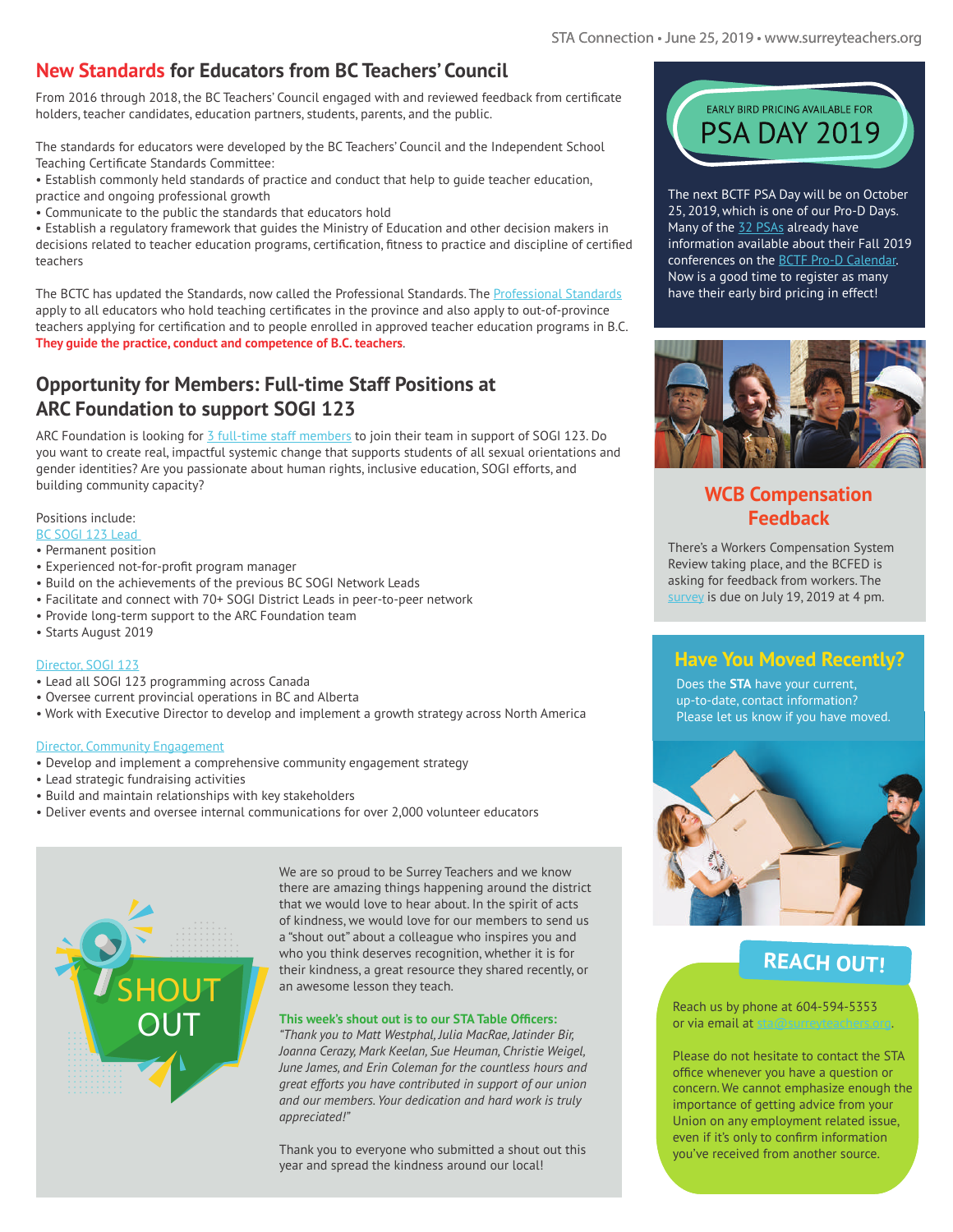## New Standards for Educators from BC Teachers' Council

From 2016 through 2018, the BC Teachers' Council engaged with and reviewed feedback from certificate holders, teacher candidates, education partners, students, parents, and the public.

The standards for educators were developed by the BC Teachers' Council and the Independent School Teaching Certificate Standards Committee:

- Establish commonly held standards of practice and conduct that help to guide teacher education, practice and ongoing professional growth
- Communicate to the public the standards that educators hold
- Establish a regulatory framework that guides the Ministry of Education and other decision makers in decisions related to teacher education programs, certification, fitness to practice and discipline of certified teachers

The BCTC has updated the Standards, now called the Professional Standards. The Professional Standards apply to all educators who hold teaching certificates in the province and also apply to out-of-province teachers applying for certification and to people enrolled in approved teacher education programs in B.C. **They guide the practice, conduct and competence of B.C. teachers**.

## Opportunity for Members: Full-time Staff Positions at ARC Foundation to support SOGI 123

ARC Foundation is looking for 3 full-time staff members to join their team in support of SOGI 123. Do you want to create real, impactful systemic change that supports students of all sexual orientations and gender identities? Are you passionate about human rights, inclusive education, SOGI efforts, and building community capacity?

Positions include:

BC SOGI 123 Lead

- Permanent position
- Experienced not-for-profit program manager
- Build on the achievements of the previous BC SOGI Network Leads
- Facilitate and connect with 70+ SOGI District Leads in peer-to-peer network
- Provide long-term support to the ARC Foundation team
- Starts August 2019

Director, SOGI 123

- Lead all SOGI 123 programming across Canada
- Oversee current provincial operations in BC and Alberta
- Work with Executive Director to develop and implement a growth strategy across North America

Director, Community Engagement

- Develop and implement a comprehensive community engagement strategy
- Lead strategic fundraising activities
- Build and maintain relationships with key stakeholders
- Deliver events and oversee internal communications for over 2,000 volunteer educators

## SHOUT OUT

We are so proud to be Surrey Teachers and we know there are amazing things happening around the district that we would love to hear about. In the spirit of acts of kindness, we would love for our members to send us a "shout out" about a colleague who inspires you and who you think deserves recognition, whether it is for their kindness, a great resource they shared recently, or an awesome lesson they teach.

**This week's shout out is to our STA Table Officers:**
*"Thank you to Matt Westphal, Julia MacRae, Jatinder Bir, Joanna Cerazy, Mark Keelan, Sue Heuman, Christie Weigel, June James, and Erin Coleman for the countless hours and great efforts you have contributed in support of our union and our members. Your dedication and hard work is truly appreciated!"*

Thank you to everyone who submitted a shout out this year and spread the kindness around our local!

## EARLY BIRD PRICING AVAILABLE FOR PSA DAY 2019

The next BCTF PSA Day will be on October 25, 2019, which is one of our Pro-D Days. Many of the 32 PSAs already have information available about their Fall 2019 conferences on the BCTF Pro-D Calendar. Now is a good time to register as many have their early bird pricing in effect!

## WCB Compensation Feedback

There's a Workers Compensation System Review taking place, and the BCFED is asking for feedback from workers. The survey is due on July 19, 2019 at 4 pm.

## Have You Moved Recently?

Does the **STA** have your current, up-to-date, contact information? Please let us know if you have moved.

## REACH OUT!

Reach us by phone at 604-594-5353 or via email at sta@surreyteachers.org.

Please do not hesitate to contact the STA office whenever you have a question or concern. We cannot emphasize enough the importance of getting advice from your Union on any employment related issue, even if it's only to confirm information you've received from another source.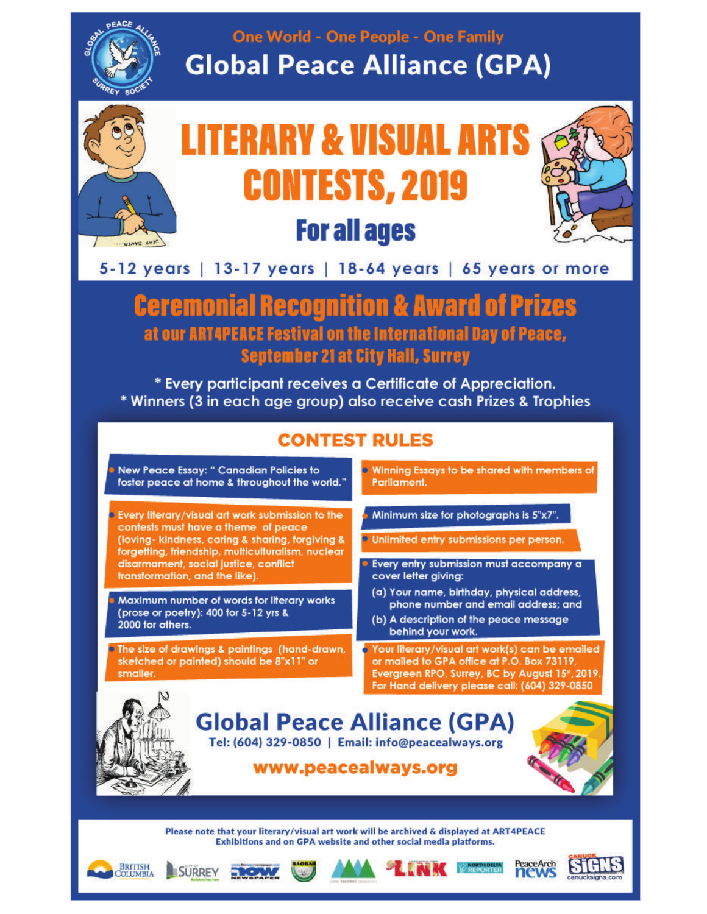One World - One People - One Family

# Global Peace Alliance (GPA)

# LITERARY & VISUAL ARTS CONTESTS, 2019

## For all ages

5-12 years | 13-17 years | 18-64 years | 65 years or more

## Ceremonial Recognition & Award of Prizes

**at our ART4PEACE Festival on the International Day of Peace, September 21 at City Hall, Surrey**

* Every participant receives a Certificate of Appreciation.
* Winners (3 in each age group) also receive cash Prizes & Trophies

## CONTEST RULES

- New Peace Essay: " Canadian Policies to foster peace at home & throughout the world."
- Every literary/visual art work submission to the contests must have a theme of peace (loving- kindness, caring & sharing, forgiving & forgetting, friendship, multiculturalism, nuclear disarmament, social justice, conflict transformation, and the like).
- Maximum number of words for literary works (prose or poetry): 400 for 5-12 yrs & 2000 for others.
- The size of drawings & paintings (hand-drawn, sketched or painted) should be 8"x11" or smaller.
- Winning Essays to be shared with members of Parliament.
- Minimum size for photographs is 5"x7".
- Unlimited entry submissions per person.
- Every entry submission must accompany a cover letter giving:
  - (a) Your name, birthday, physical address, phone number and email address; and
  - (b) A description of the peace message behind your work.
- Your literary/visual art work(s) can be emailed or mailed to GPA office at P.O. Box 73119, Evergreen RPO, Surrey, BC by August 15th, 2019. For Hand delivery please call: (604) 329-0850

## Global Peace Alliance (GPA)

Tel: (604) 329-0850 | Email: info@peacealways.org

**www.peacealways.org**

Please note that your literary/visual art work will be archived & displayed at ART4PEACE Exhibitions and on GPA website and other social media platforms.